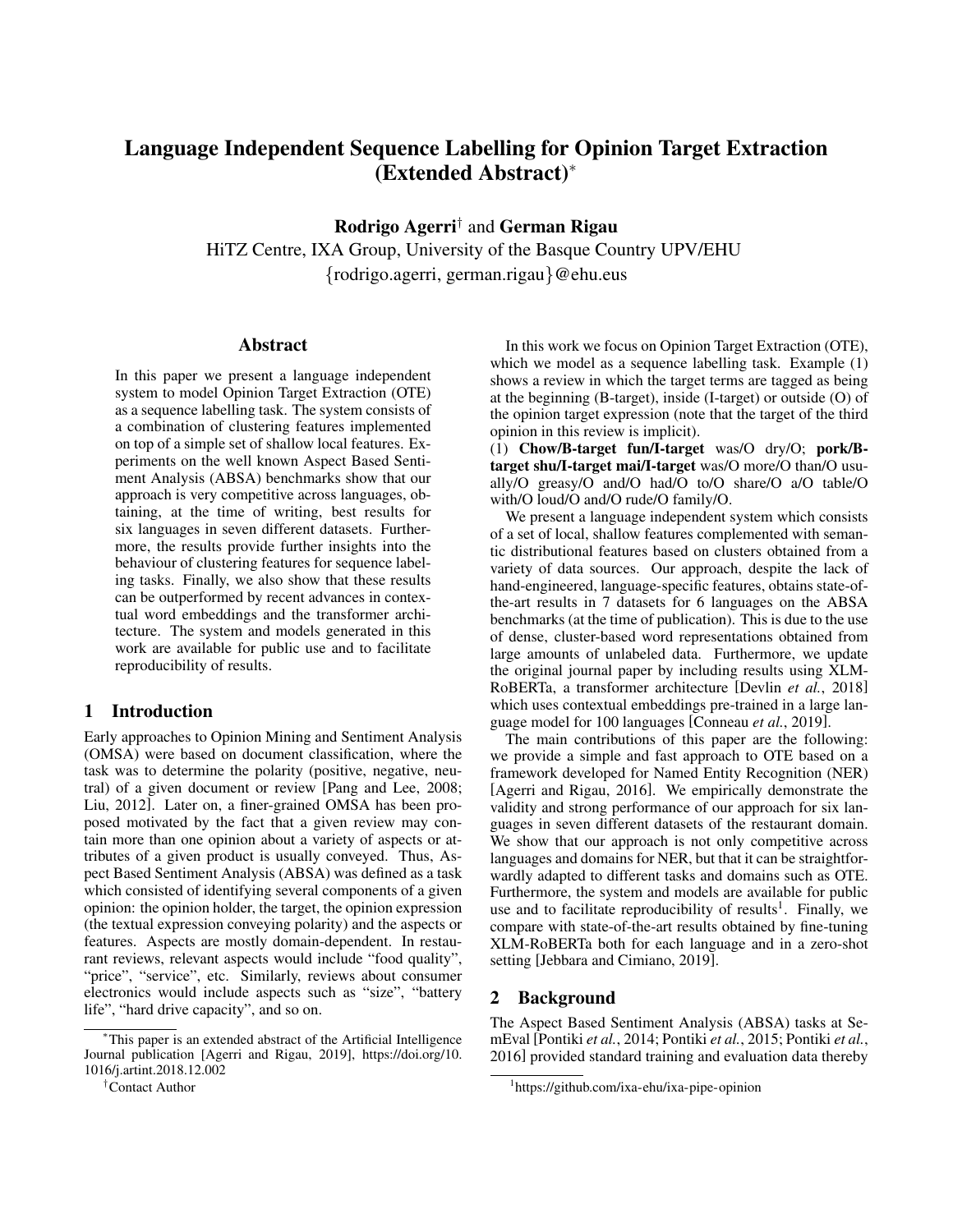# Language Independent Sequence Labelling for Opinion Target Extraction (Extended Abstract)[*]

**Rodrigo Agerri**[†] and **German Rigau**

HiTZ Centre, IXA Group, University of the Basque Country UPV/EHU

{rodrigo.agerri, german.rigau}@ehu.eus

## Abstract

In this paper we present a language independent system to model Opinion Target Extraction (OTE) as a sequence labelling task. The system consists of a combination of clustering features implemented on top of a simple set of shallow local features. Experiments on the well known Aspect Based Sentiment Analysis (ABSA) benchmarks show that our approach is very competitive across languages, obtaining, at the time of writing, best results for six languages in seven different datasets. Furthermore, the results provide further insights into the behaviour of clustering features for sequence labeling tasks. Finally, we also show that these results can be outperformed by recent advances in contextual word embeddings and the transformer architecture. The system and models generated in this work are available for public use and to facilitate reproducibility of results.

## 1 Introduction

Early approaches to Opinion Mining and Sentiment Analysis (OMSA) were based on document classification, where the task was to determine the polarity (positive, negative, neutral) of a given document or review [Pang and Lee, 2008; Liu, 2012]. Later on, a finer-grained OMSA has been proposed motivated by the fact that a given review may contain more than one opinion about a variety of aspects or attributes of a given product is usually conveyed. Thus, Aspect Based Sentiment Analysis (ABSA) was defined as a task which consisted of identifying several components of a given opinion: the opinion holder, the target, the opinion expression (the textual expression conveying polarity) and the aspects or features. Aspects are mostly domain-dependent. In restaurant reviews, relevant aspects would include "food quality", "price", "service", etc. Similarly, reviews about consumer electronics would include aspects such as "size", "battery life", "hard drive capacity", and so on.

In this work we focus on Opinion Target Extraction (OTE), which we model as a sequence labelling task. Example (1) shows a review in which the target terms are tagged as being at the beginning (B-target), inside (I-target) or outside (O) of the opinion target expression (note that the target of the third opinion in this review is implicit).

(1) **Chow/B-target fun/I-target** was/O dry/O; **pork/B-target shu/I-target mai/I-target** was/O more/O than/O usually/O greasy/O and/O had/O to/O share/O a/O table/O with/O loud/O and/O rude/O family/O.

We present a language independent system which consists of a set of local, shallow features complemented with semantic distributional features based on clusters obtained from a variety of data sources. Our approach, despite the lack of hand-engineered, language-specific features, obtains state-of-the-art results in 7 datasets for 6 languages on the ABSA benchmarks (at the time of publication). This is due to the use of dense, cluster-based word representations obtained from large amounts of unlabeled data. Furthermore, we update the original journal paper by including results using XLM-RoBERTa, a transformer architecture [Devlin *et al.*, 2018] which uses contextual embeddings pre-trained in a large language model for 100 languages [Conneau *et al.*, 2019].

The main contributions of this paper are the following: we provide a simple and fast approach to OTE based on a framework developed for Named Entity Recognition (NER) [Agerri and Rigau, 2016]. We empirically demonstrate the validity and strong performance of our approach for six languages in seven different datasets of the restaurant domain. We show that our approach is not only competitive across languages and domains for NER, but that it can be straightforwardly adapted to different tasks and domains such as OTE. Furthermore, the system and models are available for public use and to facilitate reproducibility of results[1]. Finally, we compare with state-of-the-art results obtained by fine-tuning XLM-RoBERTa both for each language and in a zero-shot setting [Jebbara and Cimiano, 2019].

## 2 Background

The Aspect Based Sentiment Analysis (ABSA) tasks at SemEval [Pontiki *et al.*, 2014; Pontiki *et al.*, 2015; Pontiki *et al.*, 2016] provided standard training and evaluation data thereby

---

[*] This paper is an extended abstract of the Artificial Intelligence Journal publication [Agerri and Rigau, 2019], https://doi.org/10.1016/j.artint.2018.12.002

[†] Contact Author

[1] https://github.com/ixa-ehu/ixa-pipe-opinion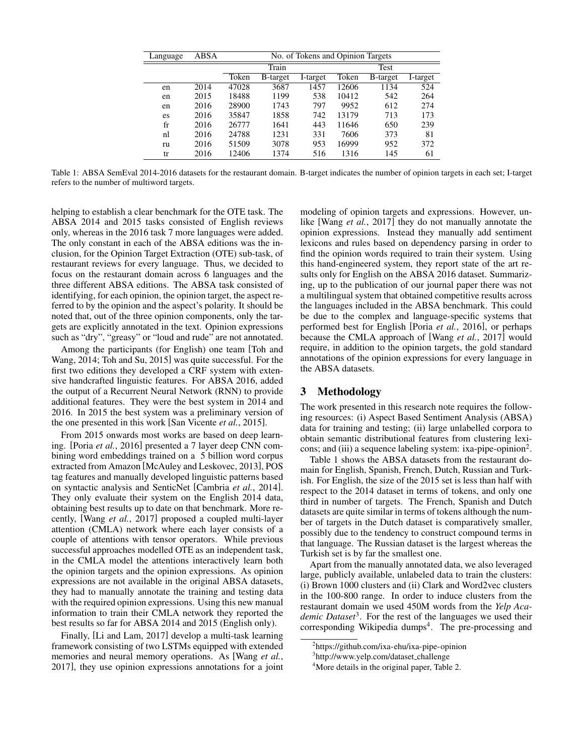| Language | ABSA | No. of Tokens and Opinion Targets | | | | | |
|---|---|---|---|---|---|---|---|
| | | Train | | | Test | | |
| | | Token | B-target | I-target | Token | B-target | I-target |
| en | 2014 | 47028 | 3687 | 1457 | 12606 | 1134 | 524 |
| en | 2015 | 18488 | 1199 | 538 | 10412 | 542 | 264 |
| en | 2016 | 28900 | 1743 | 797 | 9952 | 612 | 274 |
| es | 2016 | 35847 | 1858 | 742 | 13179 | 713 | 173 |
| fr | 2016 | 26777 | 1641 | 443 | 11646 | 650 | 239 |
| nl | 2016 | 24788 | 1231 | 331 | 7606 | 373 | 81 |
| ru | 2016 | 51509 | 3078 | 953 | 16999 | 952 | 372 |
| tr | 2016 | 12406 | 1374 | 516 | 1316 | 145 | 61 |

Table 1: ABSA SemEval 2014-2016 datasets for the restaurant domain. B-target indicates the number of opinion targets in each set; I-target refers to the number of multiword targets.

helping to establish a clear benchmark for the OTE task. The ABSA 2014 and 2015 tasks consisted of English reviews only, whereas in the 2016 task 7 more languages were added. The only constant in each of the ABSA editions was the inclusion, for the Opinion Target Extraction (OTE) sub-task, of restaurant reviews for every language. Thus, we decided to focus on the restaurant domain across 6 languages and the three different ABSA editions. The ABSA task consisted of identifying, for each opinion, the opinion target, the aspect referred to by the opinion and the aspect's polarity. It should be noted that, out of the three opinion components, only the targets are explicitly annotated in the text. Opinion expressions such as "dry", "greasy" or "loud and rude" are not annotated.

Among the participants (for English) one team [Toh and Wang, 2014; Toh and Su, 2015] was quite successful. For the first two editions they developed a CRF system with extensive handcrafted linguistic features. For ABSA 2016, added the output of a Recurrent Neural Network (RNN) to provide additional features. They were the best system in 2014 and 2016. In 2015 the best system was a preliminary version of the one presented in this work [San Vicente *et al.*, 2015].

From 2015 onwards most works are based on deep learning. [Poria *et al.*, 2016] presented a 7 layer deep CNN combining word embeddings trained on a 5 billion word corpus extracted from Amazon [McAuley and Leskovec, 2013], POS tag features and manually developed linguistic patterns based on syntactic analysis and SenticNet [Cambria *et al.*, 2014]. They only evaluate their system on the English 2014 data, obtaining best results up to date on that benchmark. More recently, [Wang *et al.*, 2017] proposed a coupled multi-layer attention (CMLA) network where each layer consists of a couple of attentions with tensor operators. While previous successful approaches modelled OTE as an independent task, in the CMLA model the attentions interactively learn both the opinion targets and the opinion expressions. As opinion expressions are not available in the original ABSA datasets, they had to manually annotate the training and testing data with the required opinion expressions. Using this new manual information to train their CMLA network they reported the best results so far for ABSA 2014 and 2015 (English only).

Finally, [Li and Lam, 2017] develop a multi-task learning framework consisting of two LSTMs equipped with extended memories and neural memory operations. As [Wang *et al.*, 2017], they use opinion expressions annotations for a joint modeling of opinion targets and expressions. However, unlike [Wang *et al.*, 2017] they do not manually annotate the opinion expressions. Instead they manually add sentiment lexicons and rules based on dependency parsing in order to find the opinion words required to train their system. Using this hand-engineered system, they report state of the art results only for English on the ABSA 2016 dataset. Summarizing, up to the publication of our journal paper there was not a multilingual system that obtained competitive results across the languages included in the ABSA benchmark. This could be due to the complex and language-specific systems that performed best for English [Poria *et al.*, 2016], or perhaps because the CMLA approach of [Wang *et al.*, 2017] would require, in addition to the opinion targets, the gold standard annotations of the opinion expressions for every language in the ABSA datasets.

## 3 Methodology

The work presented in this research note requires the following resources: (i) Aspect Based Sentiment Analysis (ABSA) data for training and testing; (ii) large unlabelled corpora to obtain semantic distributional features from clustering lexicons; and (iii) a sequence labeling system: ixa-pipe-opinion[2].

Table 1 shows the ABSA datasets from the restaurant domain for English, Spanish, French, Dutch, Russian and Turkish. For English, the size of the 2015 set is less than half with respect to the 2014 dataset in terms of tokens, and only one third in number of targets. The French, Spanish and Dutch datasets are quite similar in terms of tokens although the number of targets in the Dutch dataset is comparatively smaller, possibly due to the tendency to construct compound terms in that language. The Russian dataset is the largest whereas the Turkish set is by far the smallest one.

Apart from the manually annotated data, we also leveraged large, publicly available, unlabeled data to train the clusters: (i) Brown 1000 clusters and (ii) Clark and Word2vec clusters in the 100-800 range. In order to induce clusters from the restaurant domain we used 450M words from the *Yelp Academic Dataset*[3]. For the rest of the languages we used their corresponding Wikipedia dumps[4]. The pre-processing and

[2]https://github.com/ixa-ehu/ixa-pipe-opinion

[3]http://www.yelp.com/dataset_challenge

[4]More details in the original paper, Table 2.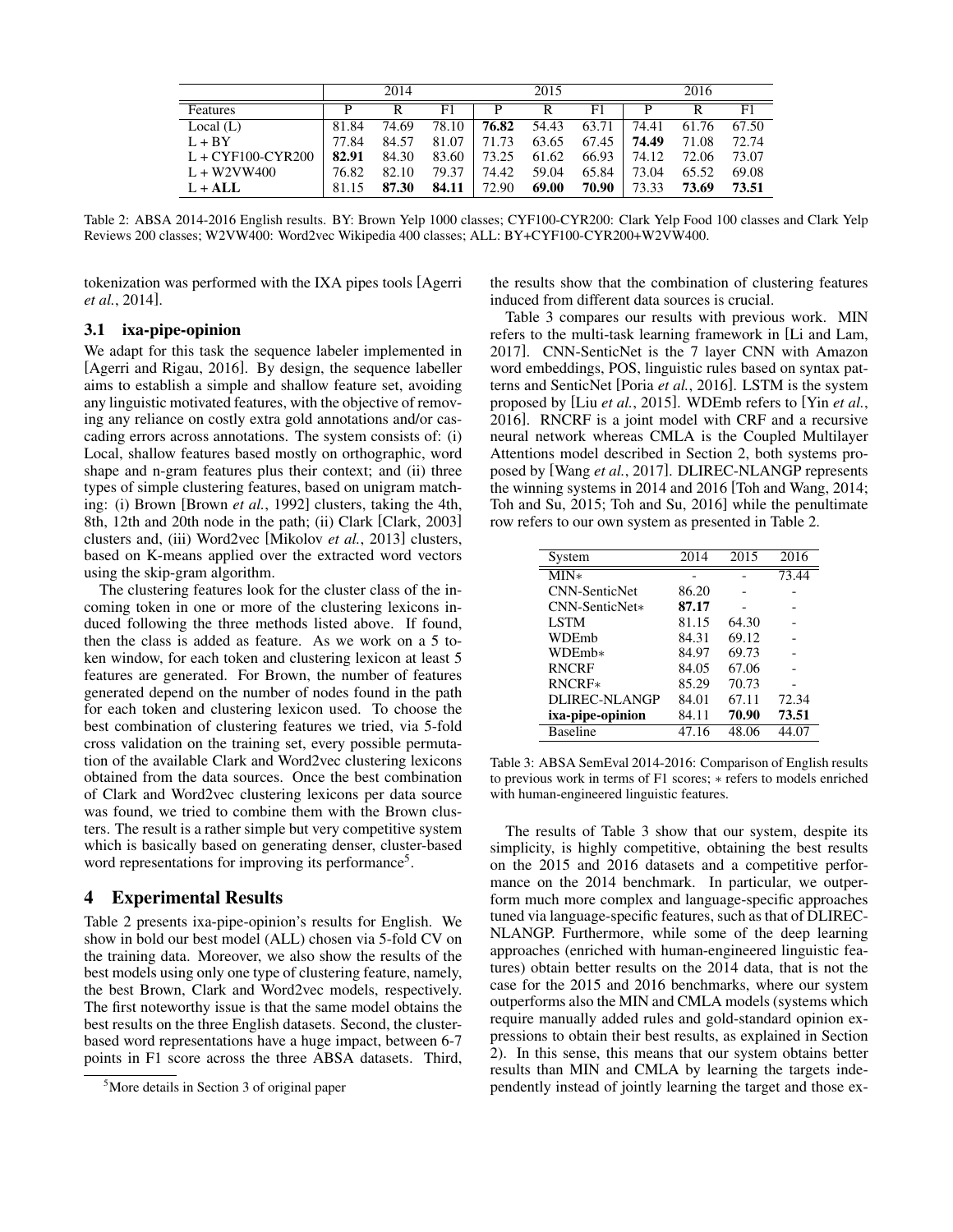| | 2014 | | | 2015 | | | 2016 | | |
|---|---|---|---|---|---|---|---|---|---|
| Features | P | R | F1 | P | R | F1 | P | R | F1 |
| Local (L) | 81.84 | 74.69 | 78.10 | **76.82** | 54.43 | 63.71 | 74.41 | 61.76 | 67.50 |
| L + BY | 77.84 | 84.57 | 81.07 | 71.73 | 63.65 | 67.45 | **74.49** | 71.08 | 72.74 |
| L + CYF100-CYR200 | **82.91** | 84.30 | 83.60 | 73.25 | 61.62 | 66.93 | 74.12 | 72.06 | 73.07 |
| L + W2VW400 | 76.82 | 82.10 | 79.37 | 74.42 | 59.04 | 65.84 | 73.04 | 65.52 | 69.08 |
| L + **ALL** | 81.15 | **87.30** | **84.11** | 72.90 | **69.00** | **70.90** | 73.33 | **73.69** | **73.51** |

Table 2: ABSA 2014-2016 English results. BY: Brown Yelp 1000 classes; CYF100-CYR200: Clark Yelp Food 100 classes and Clark Yelp Reviews 200 classes; W2VW400: Word2vec Wikipedia 400 classes; ALL: BY+CYF100-CYR200+W2VW400.

tokenization was performed with the IXA pipes tools [Agerri *et al.*, 2014].

### 3.1 ixa-pipe-opinion

We adapt for this task the sequence labeler implemented in [Agerri and Rigau, 2016]. By design, the sequence labeller aims to establish a simple and shallow feature set, avoiding any linguistic motivated features, with the objective of removing any reliance on costly extra gold annotations and/or cascading errors across annotations. The system consists of: (i) Local, shallow features based mostly on orthographic, word shape and n-gram features plus their context; and (ii) three types of simple clustering features, based on unigram matching: (i) Brown [Brown *et al.*, 1992] clusters, taking the 4th, 8th, 12th and 20th node in the path; (ii) Clark [Clark, 2003] clusters and, (iii) Word2vec [Mikolov *et al.*, 2013] clusters, based on K-means applied over the extracted word vectors using the skip-gram algorithm.

The clustering features look for the cluster class of the incoming token in one or more of the clustering lexicons induced following the three methods listed above. If found, then the class is added as feature. As we work on a 5 token window, for each token and clustering lexicon at least 5 features are generated. For Brown, the number of features generated depend on the number of nodes found in the path for each token and clustering lexicon used. To choose the best combination of clustering features we tried, via 5-fold cross validation on the training set, every possible permutation of the available Clark and Word2vec clustering lexicons obtained from the data sources. Once the best combination of Clark and Word2vec clustering lexicons per data source was found, we tried to combine them with the Brown clusters. The result is a rather simple but very competitive system which is basically based on generating denser, cluster-based word representations for improving its performance[5].

## 4 Experimental Results

Table 2 presents ixa-pipe-opinion's results for English. We show in bold our best model (ALL) chosen via 5-fold CV on the training data. Moreover, we also show the results of the best models using only one type of clustering feature, namely, the best Brown, Clark and Word2vec models, respectively. The first noteworthy issue is that the same model obtains the best results on the three English datasets. Second, the cluster-based word representations have a huge impact, between 6-7 points in F1 score across the three ABSA datasets. Third, the results show that the combination of clustering features induced from different data sources is crucial.

Table 3 compares our results with previous work. MIN refers to the multi-task learning framework in [Li and Lam, 2017]. CNN-SenticNet is the 7 layer CNN with Amazon word embeddings, POS, linguistic rules based on syntax patterns and SenticNet [Poria *et al.*, 2016]. LSTM is the system proposed by [Liu *et al.*, 2015]. WDEmb refers to [Yin *et al.*, 2016]. RNCRF is a joint model with CRF and a recursive neural network whereas CMLA is the Coupled Multilayer Attentions model described in Section 2, both systems proposed by [Wang *et al.*, 2017]. DLIREC-NLANGP represents the winning systems in 2014 and 2016 [Toh and Wang, 2014; Toh and Su, 2015; Toh and Su, 2016] while the penultimate row refers to our own system as presented in Table 2.

| System | 2014 | 2015 | 2016 |
|---|---|---|---|
| MIN* | - | - | 73.44 |
| CNN-SenticNet | 86.20 | - | - |
| CNN-SenticNet* | **87.17** | - | - |
| LSTM | 81.15 | 64.30 | - |
| WDEmb | 84.31 | 69.12 | - |
| WDEmb* | 84.97 | 69.73 | - |
| RNCRF | 84.05 | 67.06 | - |
| RNCRF* | 85.29 | 70.73 | - |
| DLIREC-NLANGP | 84.01 | 67.11 | 72.34 |
| **ixa-pipe-opinion** | 84.11 | **70.90** | **73.51** |
| Baseline | 47.16 | 48.06 | 44.07 |

Table 3: ABSA SemEval 2014-2016: Comparison of English results to previous work in terms of F1 scores; * refers to models enriched with human-engineered linguistic features.

The results of Table 3 show that our system, despite its simplicity, is highly competitive, obtaining the best results on the 2015 and 2016 datasets and a competitive performance on the 2014 benchmark. In particular, we outperform much more complex and language-specific approaches tuned via language-specific features, such as that of DLIREC-NLANGP. Furthermore, while some of the deep learning approaches (enriched with human-engineered linguistic features) obtain better results on the 2014 data, that is not the case for the 2015 and 2016 benchmarks, where our system outperforms also the MIN and CMLA models (systems which require manually added rules and gold-standard opinion expressions to obtain their best results, as explained in Section 2). In this sense, this means that our system obtains better results than MIN and CMLA by learning the targets independently instead of jointly learning the target and those ex-

[5] More details in Section 3 of original paper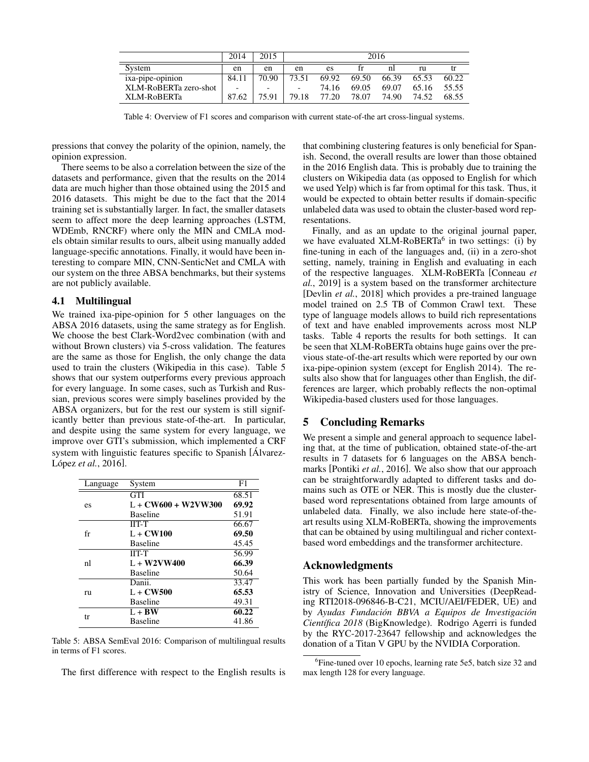| | 2014 | 2015 | 2016 | | | | | |
|---|---|---|---|---|---|---|---|---|
| System | en | en | en | es | fr | nl | ru | tr |
| ixa-pipe-opinion | 84.11 | 70.90 | 73.51 | 69.92 | 69.50 | 66.39 | 65.53 | 60.22 |
| XLM-RoBERTa zero-shot | - | - | - | 74.16 | 69.05 | 69.07 | 65.16 | 55.55 |
| XLM-RoBERTa | 87.62 | 75.91 | 79.18 | 77.20 | 78.07 | 74.90 | 74.52 | 68.55 |

Table 4: Overview of F1 scores and comparison with current state-of-the art cross-lingual systems.

pressions that convey the polarity of the opinion, namely, the opinion expression.

There seems to be also a correlation between the size of the datasets and performance, given that the results on the 2014 data are much higher than those obtained using the 2015 and 2016 datasets. This might be due to the fact that the 2014 training set is substantially larger. In fact, the smaller datasets seem to affect more the deep learning approaches (LSTM, WDEmb, RNCRF) where only the MIN and CMLA models obtain similar results to ours, albeit using manually added language-specific annotations. Finally, it would have been interesting to compare MIN, CNN-SenticNet and CMLA with our system on the three ABSA benchmarks, but their systems are not publicly available.

## 4.1 Multilingual

We trained ixa-pipe-opinion for 5 other languages on the ABSA 2016 datasets, using the same strategy as for English. We choose the best Clark-Word2vec combination (with and without Brown clusters) via 5-cross validation. The features are the same as those for English, the only change the data used to train the clusters (Wikipedia in this case). Table 5 shows that our system outperforms every previous approach for every language. In some cases, such as Turkish and Russian, previous scores were simply baselines provided by the ABSA organizers, but for the rest our system is still significantly better than previous state-of-the-art. In particular, and despite using the same system for every language, we improve over GTI's submission, which implemented a CRF system with linguistic features specific to Spanish [Álvarez-López *et al.*, 2016].

| Language | System | F1 |
|---|---|---|
| es | GTI | 68.51 |
| | L + **CW600 + W2VW300** | **69.92** |
| | Baseline | 51.91 |
| fr | IIT-T | 66.67 |
| | L + **CW100** | **69.50** |
| | Baseline | 45.45 |
| nl | IIT-T | 56.99 |
| | L + **W2VW400** | **66.39** |
| | Baseline | 50.64 |
| ru | Danii. | 33.47 |
| | L + **CW500** | **65.53** |
| | Baseline | 49.31 |
| tr | L + **BW** | **60.22** |
| | Baseline | 41.86 |

Table 5: ABSA SemEval 2016: Comparison of multilingual results in terms of F1 scores.

The first difference with respect to the English results is that combining clustering features is only beneficial for Spanish. Second, the overall results are lower than those obtained in the 2016 English data. This is probably due to training the clusters on Wikipedia data (as opposed to English for which we used Yelp) which is far from optimal for this task. Thus, it would be expected to obtain better results if domain-specific unlabeled data was used to obtain the cluster-based word representations.

Finally, and as an update to the original journal paper, we have evaluated XLM-RoBERTa[6] in two settings: (i) by fine-tuning in each of the languages and, (ii) in a zero-shot setting, namely, training in English and evaluating in each of the respective languages. XLM-RoBERTa [Conneau *et al.*, 2019] is a system based on the transformer architecture [Devlin *et al.*, 2018] which provides a pre-trained language model trained on 2.5 TB of Common Crawl text. These type of language models allows to build rich representations of text and have enabled improvements across most NLP tasks. Table 4 reports the results for both settings. It can be seen that XLM-RoBERTa obtains huge gains over the previous state-of-the-art results which were reported by our own ixa-pipe-opinion system (except for English 2014). The results also show that for languages other than English, the differences are larger, which probably reflects the non-optimal Wikipedia-based clusters used for those languages.

# 5 Concluding Remarks

We present a simple and general approach to sequence labeling that, at the time of publication, obtained state-of-the-art results in 7 datasets for 6 languages on the ABSA benchmarks [Pontiki *et al.*, 2016]. We also show that our approach can be straightforwardly adapted to different tasks and domains such as OTE or NER. This is mostly due the cluster-based word representations obtained from large amounts of unlabeled data. Finally, we also include here state-of-the-art results using XLM-RoBERTa, showing the improvements that can be obtained by using multilingual and richer context-based word embeddings and the transformer architecture.

## Acknowledgments

This work has been partially funded by the Spanish Ministry of Science, Innovation and Universities (DeepReading RTI2018-096846-B-C21, MCIU/AEI/FEDER, UE) and by *Ayudas Fundación BBVA a Equipos de Investigación Científica 2018* (BigKnowledge). Rodrigo Agerri is funded by the RYC-2017-23647 fellowship and acknowledges the donation of a Titan V GPU by the NVIDIA Corporation.

[6] Fine-tuned over 10 epochs, learning rate 5e5, batch size 32 and max length 128 for every language.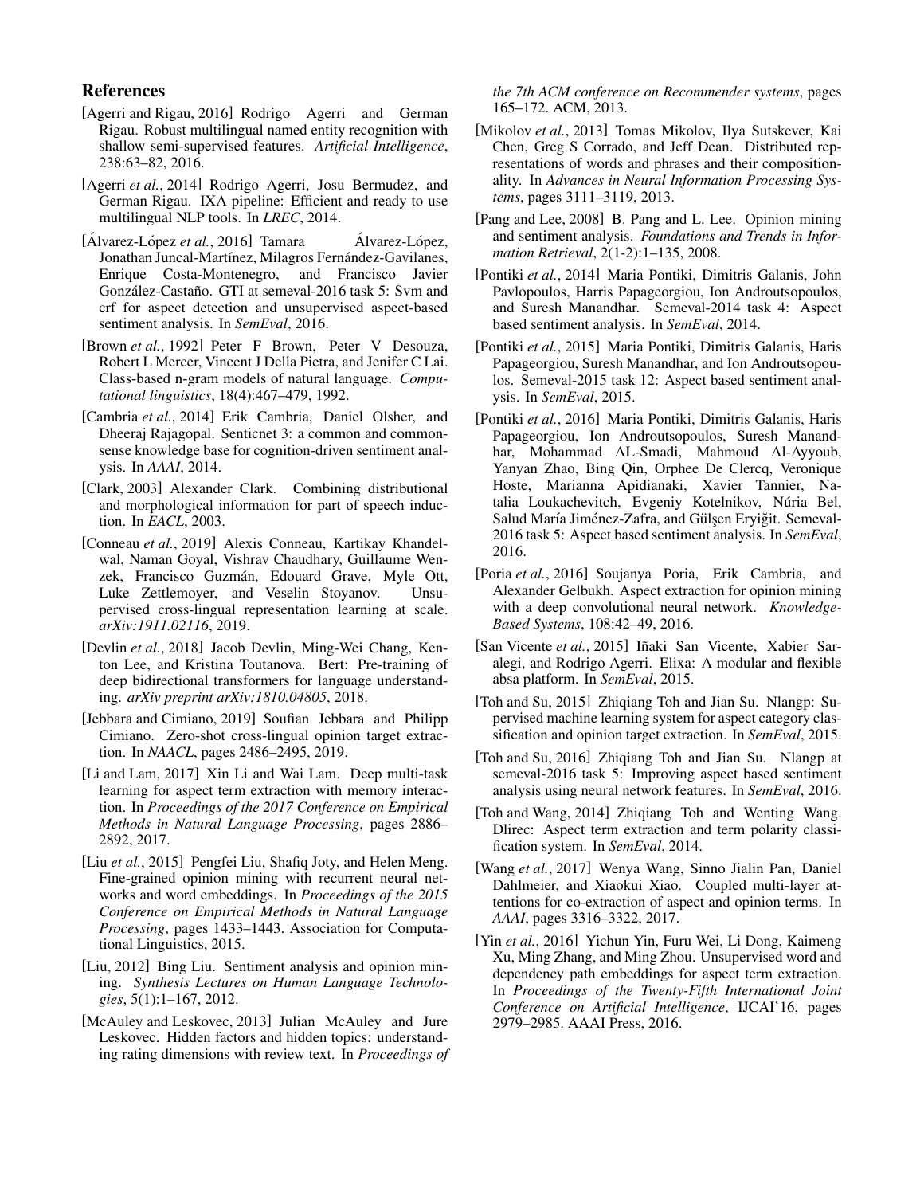## References

[Agerri and Rigau, 2016] Rodrigo Agerri and German Rigau. Robust multilingual named entity recognition with shallow semi-supervised features. *Artificial Intelligence*, 238:63–82, 2016.

[Agerri *et al.*, 2014] Rodrigo Agerri, Josu Bermudez, and German Rigau. IXA pipeline: Efficient and ready to use multilingual NLP tools. In *LREC*, 2014.

[Álvarez-López *et al.*, 2016] Tamara Álvarez-López, Jonathan Juncal-Martínez, Milagros Fernández-Gavilanes, Enrique Costa-Montenegro, and Francisco Javier González-Castaño. GTI at semeval-2016 task 5: Svm and crf for aspect detection and unsupervised aspect-based sentiment analysis. In *SemEval*, 2016.

[Brown *et al.*, 1992] Peter F Brown, Peter V Desouza, Robert L Mercer, Vincent J Della Pietra, and Jenifer C Lai. Class-based n-gram models of natural language. *Computational linguistics*, 18(4):467–479, 1992.

[Cambria *et al.*, 2014] Erik Cambria, Daniel Olsher, and Dheeraj Rajagopal. Senticnet 3: a common and common-sense knowledge base for cognition-driven sentiment analysis. In *AAAI*, 2014.

[Clark, 2003] Alexander Clark. Combining distributional and morphological information for part of speech induction. In *EACL*, 2003.

[Conneau *et al.*, 2019] Alexis Conneau, Kartikay Khandelwal, Naman Goyal, Vishrav Chaudhary, Guillaume Wenzek, Francisco Guzmán, Edouard Grave, Myle Ott, Luke Zettlemoyer, and Veselin Stoyanov. Unsupervised cross-lingual representation learning at scale. *arXiv:1911.02116*, 2019.

[Devlin *et al.*, 2018] Jacob Devlin, Ming-Wei Chang, Kenton Lee, and Kristina Toutanova. Bert: Pre-training of deep bidirectional transformers for language understanding. *arXiv preprint arXiv:1810.04805*, 2018.

[Jebbara and Cimiano, 2019] Soufian Jebbara and Philipp Cimiano. Zero-shot cross-lingual opinion target extraction. In *NAACL*, pages 2486–2495, 2019.

[Li and Lam, 2017] Xin Li and Wai Lam. Deep multi-task learning for aspect term extraction with memory interaction. In *Proceedings of the 2017 Conference on Empirical Methods in Natural Language Processing*, pages 2886–2892, 2017.

[Liu *et al.*, 2015] Pengfei Liu, Shafiq Joty, and Helen Meng. Fine-grained opinion mining with recurrent neural networks and word embeddings. In *Proceedings of the 2015 Conference on Empirical Methods in Natural Language Processing*, pages 1433–1443. Association for Computational Linguistics, 2015.

[Liu, 2012] Bing Liu. Sentiment analysis and opinion mining. *Synthesis Lectures on Human Language Technologies*, 5(1):1–167, 2012.

[McAuley and Leskovec, 2013] Julian McAuley and Jure Leskovec. Hidden factors and hidden topics: understanding rating dimensions with review text. In *Proceedings of the 7th ACM conference on Recommender systems*, pages 165–172. ACM, 2013.

[Mikolov *et al.*, 2013] Tomas Mikolov, Ilya Sutskever, Kai Chen, Greg S Corrado, and Jeff Dean. Distributed representations of words and phrases and their compositionality. In *Advances in Neural Information Processing Systems*, pages 3111–3119, 2013.

[Pang and Lee, 2008] B. Pang and L. Lee. Opinion mining and sentiment analysis. *Foundations and Trends in Information Retrieval*, 2(1-2):1–135, 2008.

[Pontiki *et al.*, 2014] Maria Pontiki, Dimitris Galanis, John Pavlopoulos, Harris Papageorgiou, Ion Androutsopoulos, and Suresh Manandhar. Semeval-2014 task 4: Aspect based sentiment analysis. In *SemEval*, 2014.

[Pontiki *et al.*, 2015] Maria Pontiki, Dimitris Galanis, Haris Papageorgiou, Suresh Manandhar, and Ion Androutsopoulos. Semeval-2015 task 12: Aspect based sentiment analysis. In *SemEval*, 2015.

[Pontiki *et al.*, 2016] Maria Pontiki, Dimitris Galanis, Haris Papageorgiou, Ion Androutsopoulos, Suresh Manandhar, Mohammad AL-Smadi, Mahmoud Al-Ayyoub, Yanyan Zhao, Bing Qin, Orphee De Clercq, Veronique Hoste, Marianna Apidianaki, Xavier Tannier, Natalia Loukachevitch, Evgeniy Kotelnikov, Núria Bel, Salud María Jiménez-Zafra, and Gülşen Eryiğit. Semeval-2016 task 5: Aspect based sentiment analysis. In *SemEval*, 2016.

[Poria *et al.*, 2016] Soujanya Poria, Erik Cambria, and Alexander Gelbukh. Aspect extraction for opinion mining with a deep convolutional neural network. *Knowledge-Based Systems*, 108:42–49, 2016.

[San Vicente *et al.*, 2015] Iñaki San Vicente, Xabier Saralegi, and Rodrigo Agerri. Elixa: A modular and flexible absa platform. In *SemEval*, 2015.

[Toh and Su, 2015] Zhiqiang Toh and Jian Su. Nlangp: Supervised machine learning system for aspect category classification and opinion target extraction. In *SemEval*, 2015.

[Toh and Su, 2016] Zhiqiang Toh and Jian Su. Nlangp at semeval-2016 task 5: Improving aspect based sentiment analysis using neural network features. In *SemEval*, 2016.

[Toh and Wang, 2014] Zhiqiang Toh and Wenting Wang. Dlirec: Aspect term extraction and term polarity classification system. In *SemEval*, 2014.

[Wang *et al.*, 2017] Wenya Wang, Sinno Jialin Pan, Daniel Dahlmeier, and Xiaokui Xiao. Coupled multi-layer attentions for co-extraction of aspect and opinion terms. In *AAAI*, pages 3316–3322, 2017.

[Yin *et al.*, 2016] Yichun Yin, Furu Wei, Li Dong, Kaimeng Xu, Ming Zhang, and Ming Zhou. Unsupervised word and dependency path embeddings for aspect term extraction. In *Proceedings of the Twenty-Fifth International Joint Conference on Artificial Intelligence*, IJCAI'16, pages 2979–2985. AAAI Press, 2016.